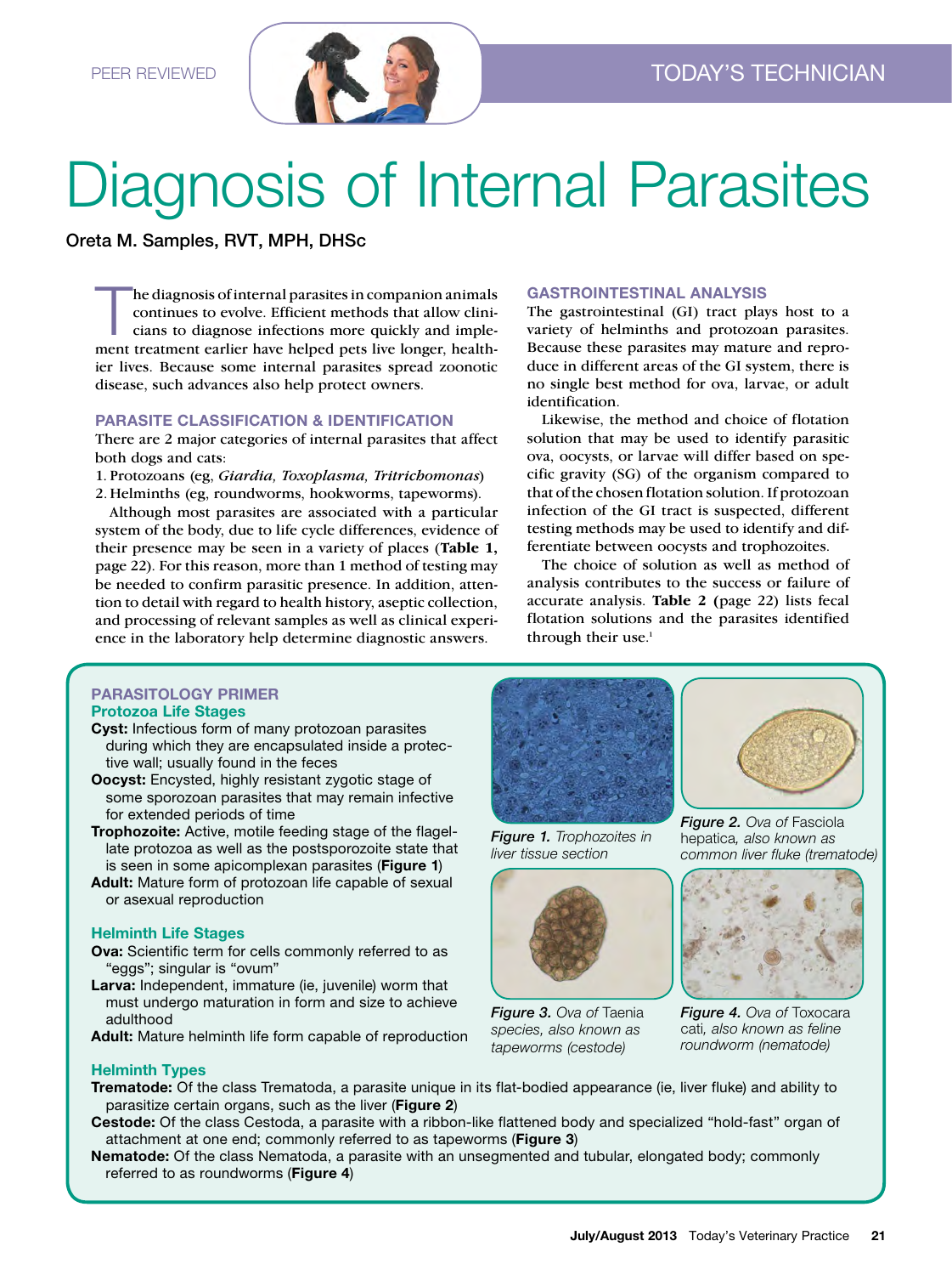PEER REVIEWED

TODAY'S TECHNICIAN

# Diagnosis of Internal Parasites

**Oreta M. Samples, RVT, MPH, DHSc**

The diagnosis of internal parasites in companion animals continues to evolve. Efficient methods that allow clinicians to diagnose infections more quickly and implement treatment earlier have helped pets live longer, healthier lives. Because some internal parasites spread zoonotic disease, such advances also help protect owners.

## PARASITE CLASSIFICATION & IDENTIFICATION

There are 2 major categories of internal parasites that affect both dogs and cats:

1. Protozoans (eg, *Giardia, Toxoplasma, Tritrichomonas*)
2. Helminths (eg, roundworms, hookworms, tapeworms).

Although most parasites are associated with a particular system of the body, due to life cycle differences, evidence of their presence may be seen in a variety of places (**Table 1,** page 22). For this reason, more than 1 method of testing may be needed to confirm parasitic presence. In addition, attention to detail with regard to health history, aseptic collection, and processing of relevant samples as well as clinical experience in the laboratory help determine diagnostic answers.

## GASTROINTESTINAL ANALYSIS

The gastrointestinal (GI) tract plays host to a variety of helminths and protozoan parasites. Because these parasites may mature and reproduce in different areas of the GI system, there is no single best method for ova, larvae, or adult identification.

Likewise, the method and choice of flotation solution that may be used to identify parasitic ova, oocysts, or larvae will differ based on specific gravity (SG) of the organism compared to that of the chosen flotation solution. If protozoan infection of the GI tract is suspected, different testing methods may be used to identify and differentiate between oocysts and trophozoites.

The choice of solution as well as method of analysis contributes to the success or failure of accurate analysis. **Table 2** (page 22) lists fecal flotation solutions and the parasites identified through their use.[1]

### PARASITOLOGY PRIMER

#### Protozoa Life Stages

**Cyst:** Infectious form of many protozoan parasites during which they are encapsulated inside a protective wall; usually found in the feces

**Oocyst:** Encysted, highly resistant zygotic stage of some sporozoan parasites that may remain infective for extended periods of time

**Trophozoite:** Active, motile feeding stage of the flagellate protozoa as well as the postsporozoite state that is seen in some apicomplexan parasites (**Figure 1**)

**Adult:** Mature form of protozoan life capable of sexual or asexual reproduction

#### Helminth Life Stages

**Ova:** Scientific term for cells commonly referred to as "eggs"; singular is "ovum"

**Larva:** Independent, immature (ie, juvenile) worm that must undergo maturation in form and size to achieve adulthood

**Adult:** Mature helminth life form capable of reproduction

#### Helminth Types

**Trematode:** Of the class Trematoda, a parasite unique in its flat-bodied appearance (ie, liver fluke) and ability to parasitize certain organs, such as the liver (**Figure 2**)

**Cestode:** Of the class Cestoda, a parasite with a ribbon-like flattened body and specialized "hold-fast" organ of attachment at one end; commonly referred to as tapeworms (**Figure 3**)

**Nematode:** Of the class Nematoda, a parasite with an unsegmented and tubular, elongated body; commonly referred to as roundworms (**Figure 4**)

***Figure 1.*** *Trophozoites in liver tissue section*

***Figure 2.*** *Ova of* Fasciola hepatica*, also known as common liver fluke (trematode)*

***Figure 3.*** *Ova of* Taenia *species, also known as tapeworms (cestode)*

***Figure 4.*** *Ova of* Toxocara cati*, also known as feline roundworm (nematode)*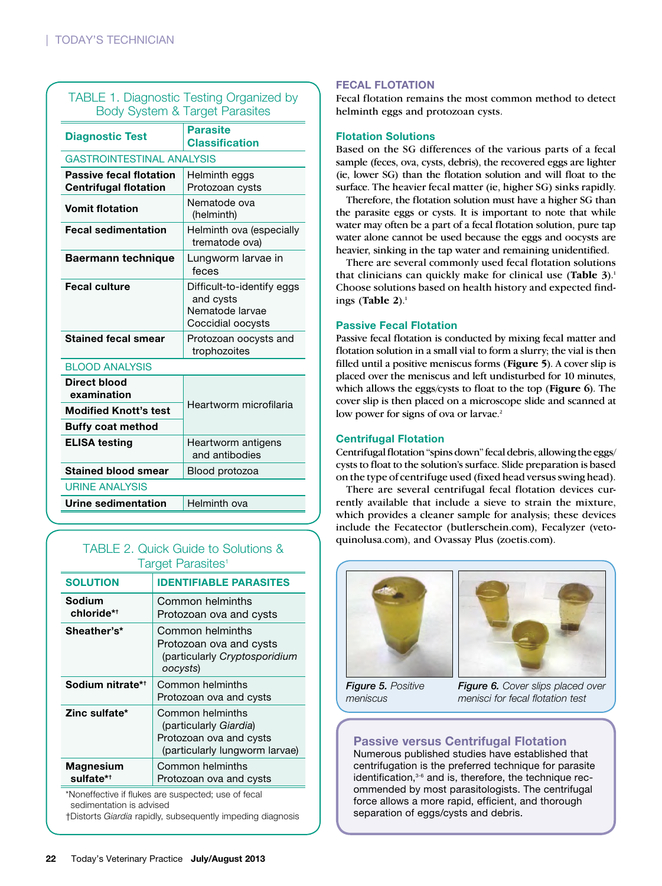### TABLE 1. Diagnostic Testing Organized by Body System & Target Parasites

| Diagnostic Test | Parasite Classification |
|---|---|
| GASTROINTESTINAL ANALYSIS | |
| **Passive fecal flotation** **Centrifugal flotation** | Helminth eggs Protozoan cysts |
| **Vomit flotation** | Nematode ova (helminth) |
| **Fecal sedimentation** | Helminth ova (especially trematode ova) |
| **Baermann technique** | Lungworm larvae in feces |
| **Fecal culture** | Difficult-to-identify eggs and cysts Nematode larvae Coccidial oocysts |
| **Stained fecal smear** | Protozoan oocysts and trophozoites |
| BLOOD ANALYSIS | |
| **Direct blood examination** | Heartworm microfilaria |
| **Modified Knott's test** | Heartworm microfilaria |
| **Buffy coat method** | Heartworm microfilaria |
| **ELISA testing** | Heartworm antigens and antibodies |
| **Stained blood smear** | Blood protozoa |
| URINE ANALYSIS | |
| **Urine sedimentation** | Helminth ova |

### TABLE 2. Quick Guide to Solutions & Target Parasites[1]

| SOLUTION | IDENTIFIABLE PARASITES |
|---|---|
| **Sodium chloride*†** | Common helminths Protozoan ova and cysts |
| **Sheather's*** | Common helminths Protozoan ova and cysts (particularly *Cryptosporidium oocysts*) |
| **Sodium nitrate*†** | Common helminths Protozoan ova and cysts |
| **Zinc sulfate*** | Common helminths (particularly *Giardia*) Protozoan ova and cysts (particularly lungworm larvae) |
| **Magnesium sulfate*†** | Common helminths Protozoan ova and cysts |

*Noneffective if flukes are suspected; use of fecal sedimentation is advised
†Distorts *Giardia* rapidly, subsequently impeding diagnosis

## FECAL FLOTATION

Fecal flotation remains the most common method to detect helminth eggs and protozoan cysts.

### Flotation Solutions

Based on the SG differences of the various parts of a fecal sample (feces, ova, cysts, debris), the recovered eggs are lighter (ie, lower SG) than the flotation solution and will float to the surface. The heavier fecal matter (ie, higher SG) sinks rapidly.

Therefore, the flotation solution must have a higher SG than the parasite eggs or cysts. It is important to note that while water may often be a part of a fecal flotation solution, pure tap water alone cannot be used because the eggs and oocysts are heavier, sinking in the tap water and remaining unidentified.

There are several commonly used fecal flotation solutions that clinicians can quickly make for clinical use (**Table 3**).[1] Choose solutions based on health history and expected findings (**Table 2**).[1]

### Passive Fecal Flotation

Passive fecal flotation is conducted by mixing fecal matter and flotation solution in a small vial to form a slurry; the vial is then filled until a positive meniscus forms (**Figure 5**). A cover slip is placed over the meniscus and left undisturbed for 10 minutes, which allows the eggs/cysts to float to the top (**Figure 6**). The cover slip is then placed on a microscope slide and scanned at low power for signs of ova or larvae.[2]

### Centrifugal Flotation

Centrifugal flotation "spins down" fecal debris, allowing the eggs/cysts to float to the solution's surface. Slide preparation is based on the type of centrifuge used (fixed head versus swing head).

There are several centrifugal fecal flotation devices currently available that include a sieve to strain the mixture, which provides a cleaner sample for analysis; these devices include the Fecatector (butlerschein.com), Fecalyzer (vetoquinolusa.com), and Ovassay Plus (zoetis.com).

*Figure 5.* Positive meniscus

*Figure 6.* Cover slips placed over menisci for fecal flotation test

### Passive versus Centrifugal Flotation

Numerous published studies have established that centrifugation is the preferred technique for parasite identification,[3-6] and is, therefore, the technique recommended by most parasitologists. The centrifugal force allows a more rapid, efficient, and thorough separation of eggs/cysts and debris.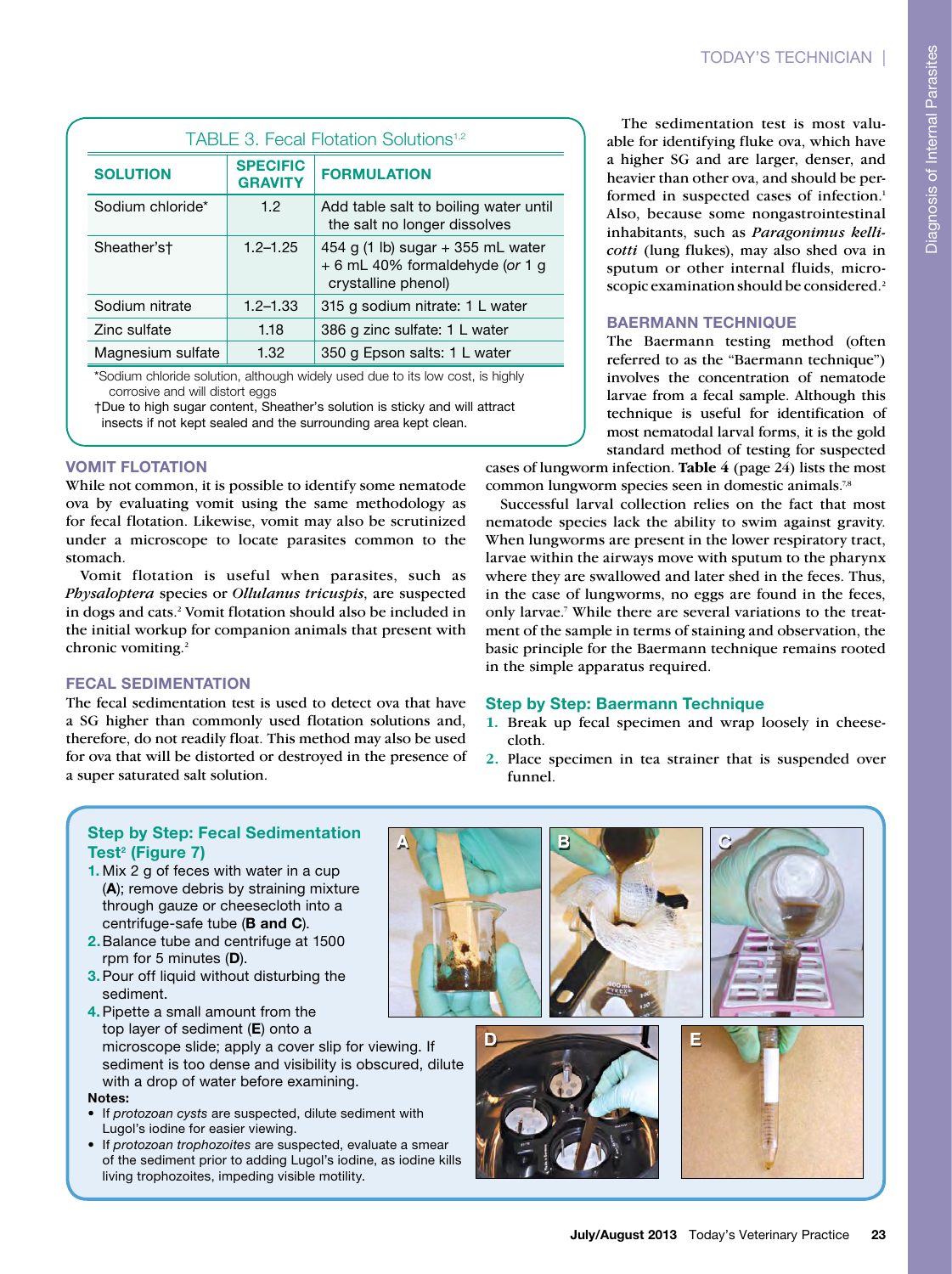## TABLE 3. Fecal Flotation Solutions[1,2]

| SOLUTION | SPECIFIC GRAVITY | FORMULATION |
|---|---|---|
| Sodium chloride* | 1.2 | Add table salt to boiling water until the salt no longer dissolves |
| Sheather's† | 1.2–1.25 | 454 g (1 lb) sugar + 355 mL water + 6 mL 40% formaldehyde (*or* 1 g crystalline phenol) |
| Sodium nitrate | 1.2–1.33 | 315 g sodium nitrate: 1 L water |
| Zinc sulfate | 1.18 | 386 g zinc sulfate: 1 L water |
| Magnesium sulfate | 1.32 | 350 g Epson salts: 1 L water |

*Sodium chloride solution, although widely used due to its low cost, is highly corrosive and will distort eggs

†Due to high sugar content, Sheather's solution is sticky and will attract insects if not kept sealed and the surrounding area kept clean.

### VOMIT FLOTATION

While not common, it is possible to identify some nematode ova by evaluating vomit using the same methodology as for fecal flotation. Likewise, vomit may also be scrutinized under a microscope to locate parasites common to the stomach.

Vomit flotation is useful when parasites, such as *Physaloptera* species or *Ollulanus tricuspis*, are suspected in dogs and cats.[2] Vomit flotation should also be included in the initial workup for companion animals that present with chronic vomiting.[2]

### FECAL SEDIMENTATION

The fecal sedimentation test is used to detect ova that have a SG higher than commonly used flotation solutions and, therefore, do not readily float. This method may also be used for ova that will be distorted or destroyed in the presence of a super saturated salt solution.

The sedimentation test is most valuable for identifying fluke ova, which have a higher SG and are larger, denser, and heavier than other ova, and should be performed in suspected cases of infection.[1] Also, because some nongastrointestinal inhabitants, such as *Paragonimus kellicotti* (lung flukes), may also shed ova in sputum or other internal fluids, microscopic examination should be considered.[2]

### BAERMANN TECHNIQUE

The Baermann testing method (often referred to as the "Baermann technique") involves the concentration of nematode larvae from a fecal sample. Although this technique is useful for identification of most nematodal larval forms, it is the gold standard method of testing for suspected cases of lungworm infection. **Table 4** (page 24) lists the most common lungworm species seen in domestic animals.[7,8]

Successful larval collection relies on the fact that most nematode species lack the ability to swim against gravity. When lungworms are present in the lower respiratory tract, larvae within the airways move with sputum to the pharynx where they are swallowed and later shed in the feces. Thus, in the case of lungworms, no eggs are found in the feces, only larvae.[7] While there are several variations to the treatment of the sample in terms of staining and observation, the basic principle for the Baermann technique remains rooted in the simple apparatus required.

### Step by Step: Baermann Technique

1. Break up fecal specimen and wrap loosely in cheesecloth.
2. Place specimen in tea strainer that is suspended over funnel.

### Step by Step: Fecal Sedimentation Test[2] (Figure 7)

1. Mix 2 g of feces with water in a cup (**A**); remove debris by straining mixture through gauze or cheesecloth into a centrifuge-safe tube (**B and C**).
2. Balance tube and centrifuge at 1500 rpm for 5 minutes (**D**).
3. Pour off liquid without disturbing the sediment.
4. Pipette a small amount from the top layer of sediment (**E**) onto a microscope slide; apply a cover slip for viewing. If sediment is too dense and visibility is obscured, dilute with a drop of water before examining.

**Notes:**

- If *protozoan cysts* are suspected, dilute sediment with Lugol's iodine for easier viewing.
- If *protozoan trophozoites* are suspected, evaluate a smear of the sediment prior to adding Lugol's iodine, as iodine kills living trophozoites, impeding visible motility.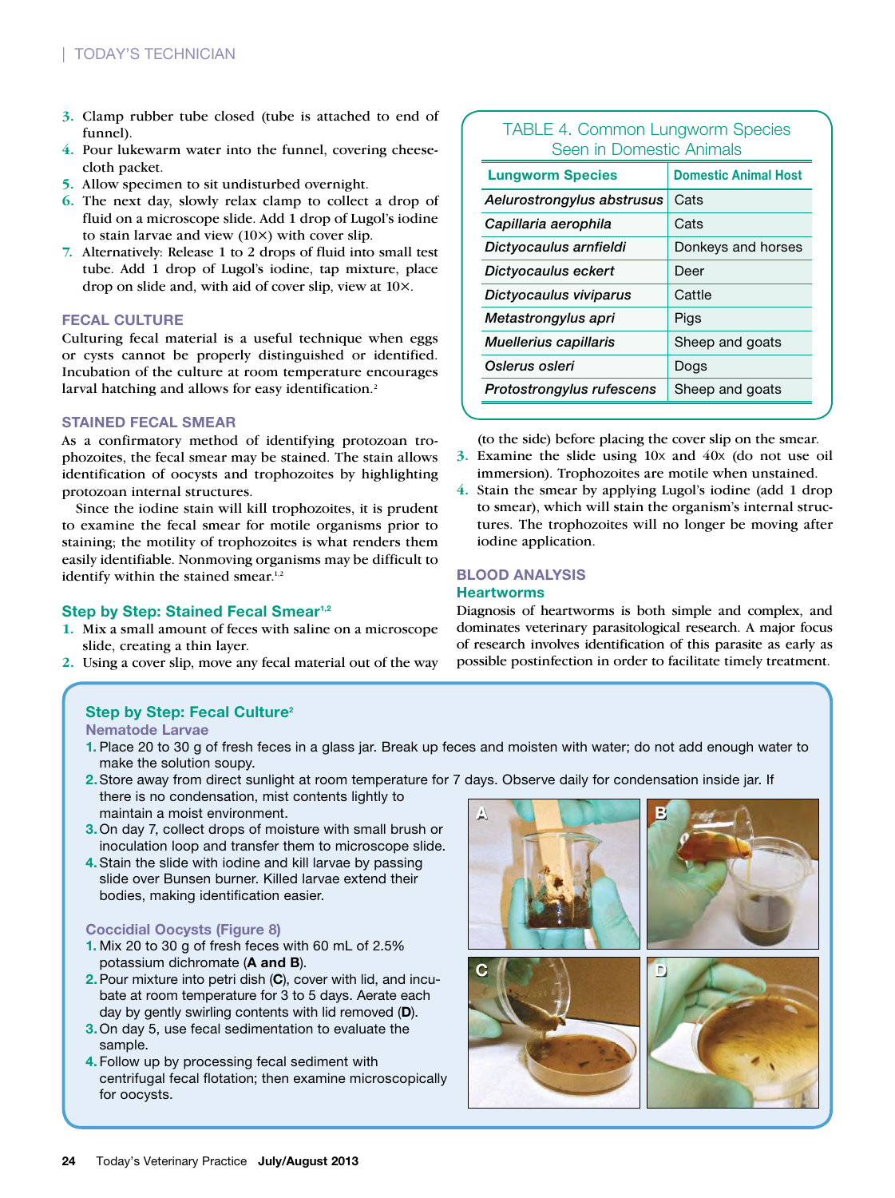3. Clamp rubber tube closed (tube is attached to end of funnel).
4. Pour lukewarm water into the funnel, covering cheesecloth packet.
5. Allow specimen to sit undisturbed overnight.
6. The next day, slowly relax clamp to collect a drop of fluid on a microscope slide. Add 1 drop of Lugol's iodine to stain larvae and view (10×) with cover slip.
7. Alternatively: Release 1 to 2 drops of fluid into small test tube. Add 1 drop of Lugol's iodine, tap mixture, place drop on slide and, with aid of cover slip, view at 10×.

### FECAL CULTURE

Culturing fecal material is a useful technique when eggs or cysts cannot be properly distinguished or identified. Incubation of the culture at room temperature encourages larval hatching and allows for easy identification.[2]

### STAINED FECAL SMEAR

As a confirmatory method of identifying protozoan trophozoites, the fecal smear may be stained. The stain allows identification of oocysts and trophozoites by highlighting protozoan internal structures.

Since the iodine stain will kill trophozoites, it is prudent to examine the fecal smear for motile organisms prior to staining; the motility of trophozoites is what renders them easily identifiable. Nonmoving organisms may be difficult to identify within the stained smear.[1,2]

#### Step by Step: Stained Fecal Smear[1,2]

1. Mix a small amount of feces with saline on a microscope slide, creating a thin layer.
2. Using a cover slip, move any fecal material out of the way (to the side) before placing the cover slip on the smear.
3. Examine the slide using 10x and 40x (do not use oil immersion). Trophozoites are motile when unstained.
4. Stain the smear by applying Lugol's iodine (add 1 drop to smear), which will stain the organism's internal structures. The trophozoites will no longer be moving after iodine application.

**TABLE 4. Common Lungworm Species Seen in Domestic Animals**

| Lungworm Species | Domestic Animal Host |
|---|---|
| *Aelurostrongylus abstrusus* | Cats |
| *Capillaria aerophila* | Cats |
| *Dictyocaulus arnfieldi* | Donkeys and horses |
| *Dictyocaulus eckert* | Deer |
| *Dictyocaulus viviparus* | Cattle |
| *Metastrongylus apri* | Pigs |
| *Muellerius capillaris* | Sheep and goats |
| *Oslerus osleri* | Dogs |
| *Protostrongylus rufescens* | Sheep and goats |

### BLOOD ANALYSIS

#### Heartworms

Diagnosis of heartworms is both simple and complex, and dominates veterinary parasitological research. A major focus of research involves identification of this parasite as early as possible postinfection in order to facilitate timely treatment.

#### Step by Step: Fecal Culture[2]

**Nematode Larvae**

1. Place 20 to 30 g of fresh feces in a glass jar. Break up feces and moisten with water; do not add enough water to make the solution soupy.
2. Store away from direct sunlight at room temperature for 7 days. Observe daily for condensation inside jar. If there is no condensation, mist contents lightly to maintain a moist environment.
3. On day 7, collect drops of moisture with small brush or inoculation loop and transfer them to microscope slide.
4. Stain the slide with iodine and kill larvae by passing slide over Bunsen burner. Killed larvae extend their bodies, making identification easier.

**Coccidial Oocysts (Figure 8)**

1. Mix 20 to 30 g of fresh feces with 60 mL of 2.5% potassium dichromate (**A and B**).
2. Pour mixture into petri dish (**C**), cover with lid, and incubate at room temperature for 3 to 5 days. Aerate each day by gently swirling contents with lid removed (**D**).
3. On day 5, use fecal sedimentation to evaluate the sample.
4. Follow up by processing fecal sediment with centrifugal fecal flotation; then examine microscopically for oocysts.

A B C D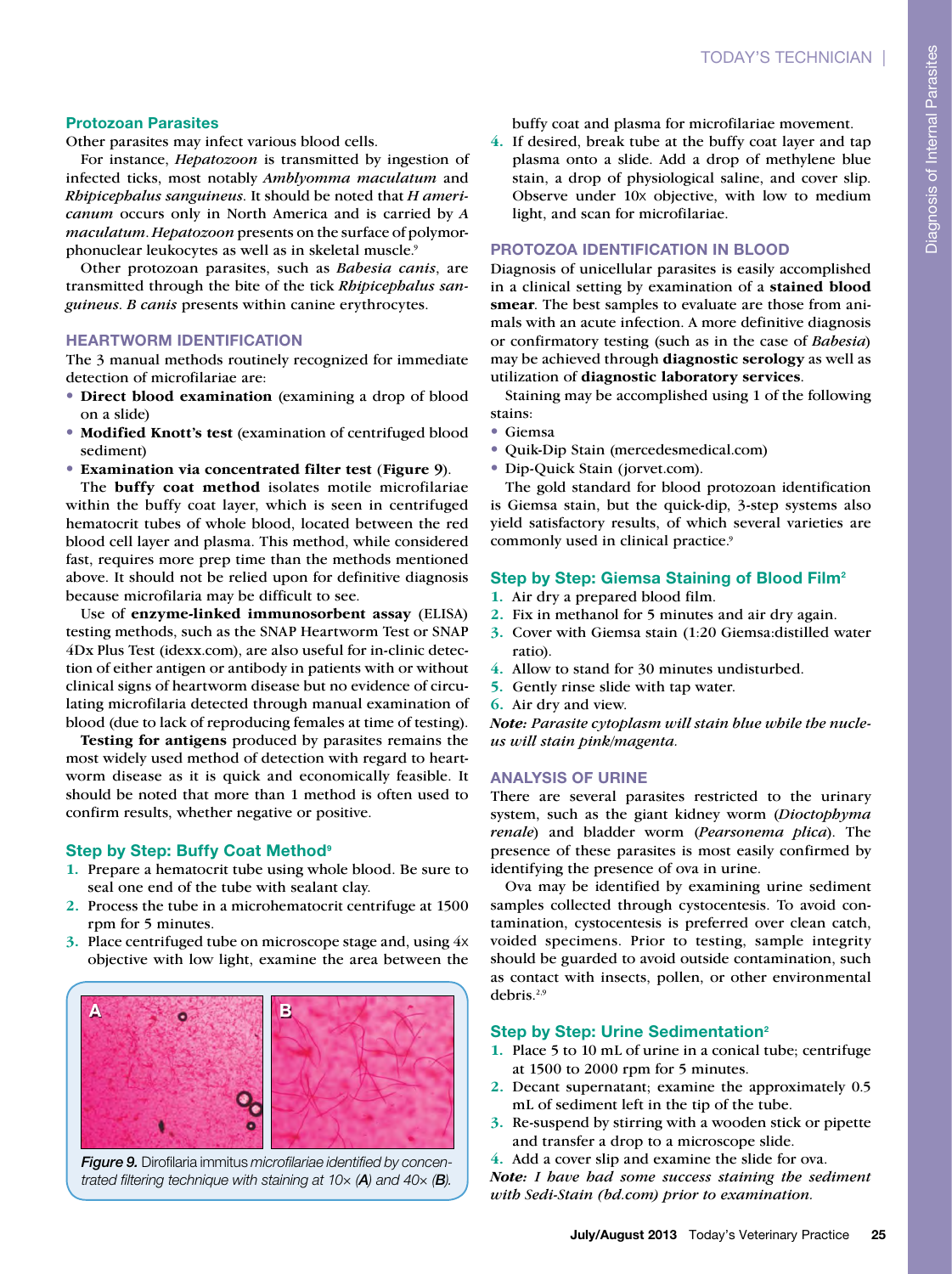### Protozoan Parasites

Other parasites may infect various blood cells.

For instance, *Hepatozoon* is transmitted by ingestion of infected ticks, most notably *Amblyomma maculatum* and *Rhipicephalus sanguineus*. It should be noted that *H americanum* occurs only in North America and is carried by *A maculatum*. *Hepatozoon* presents on the surface of polymorphonuclear leukocytes as well as in skeletal muscle.[9]

Other protozoan parasites, such as *Babesia canis*, are transmitted through the bite of the tick *Rhipicephalus sanguineus*. *B canis* presents within canine erythrocytes.

## HEARTWORM IDENTIFICATION

The 3 manual methods routinely recognized for immediate detection of microfilariae are:

- **Direct blood examination** (examining a drop of blood on a slide)
- **Modified Knott's test** (examination of centrifuged blood sediment)
- **Examination via concentrated filter test** (**Figure 9**).

The **buffy coat method** isolates motile microfilariae within the buffy coat layer, which is seen in centrifuged hematocrit tubes of whole blood, located between the red blood cell layer and plasma. This method, while considered fast, requires more prep time than the methods mentioned above. It should not be relied upon for definitive diagnosis because microfilaria may be difficult to see.

Use of **enzyme-linked immunosorbent assay** (ELISA) testing methods, such as the SNAP Heartworm Test or SNAP 4Dx Plus Test (idexx.com), are also useful for in-clinic detection of either antigen or antibody in patients with or without clinical signs of heartworm disease but no evidence of circulating microfilaria detected through manual examination of blood (due to lack of reproducing females at time of testing).

**Testing for antigens** produced by parasites remains the most widely used method of detection with regard to heartworm disease as it is quick and economically feasible. It should be noted that more than 1 method is often used to confirm results, whether negative or positive.

### Step by Step: Buffy Coat Method[9]

1. Prepare a hematocrit tube using whole blood. Be sure to seal one end of the tube with sealant clay.
2. Process the tube in a microhematocrit centrifuge at 1500 rpm for 5 minutes.
3. Place centrifuged tube on microscope stage and, using 4× objective with low light, examine the area between the buffy coat and plasma for microfilariae movement.
4. If desired, break tube at the buffy coat layer and tap plasma onto a slide. Add a drop of methylene blue stain, a drop of physiological saline, and cover slip. Observe under 10× objective, with low to medium light, and scan for microfilariae.

A

B

***Figure 9.*** *Dirofilaria immitus microfilariae identified by concentrated filtering technique with staining at 10× (**A**) and 40× (**B**).*

## PROTOZOA IDENTIFICATION IN BLOOD

Diagnosis of unicellular parasites is easily accomplished in a clinical setting by examination of a **stained blood smear**. The best samples to evaluate are those from animals with an acute infection. A more definitive diagnosis or confirmatory testing (such as in the case of *Babesia*) may be achieved through **diagnostic serology** as well as utilization of **diagnostic laboratory services**.

Staining may be accomplished using 1 of the following stains:

- Giemsa
- Quik-Dip Stain (mercedesmedical.com)
- Dip-Quick Stain (jorvet.com).

The gold standard for blood protozoan identification is Giemsa stain, but the quick-dip, 3-step systems also yield satisfactory results, of which several varieties are commonly used in clinical practice.[9]

### Step by Step: Giemsa Staining of Blood Film[2]

1. Air dry a prepared blood film.
2. Fix in methanol for 5 minutes and air dry again.
3. Cover with Giemsa stain (1:20 Giemsa:distilled water ratio).
4. Allow to stand for 30 minutes undisturbed.
5. Gently rinse slide with tap water.
6. Air dry and view.

***Note:** Parasite cytoplasm will stain blue while the nucleus will stain pink/magenta.*

## ANALYSIS OF URINE

There are several parasites restricted to the urinary system, such as the giant kidney worm (*Dioctophyma renale*) and bladder worm (*Pearsonema plica*). The presence of these parasites is most easily confirmed by identifying the presence of ova in urine.

Ova may be identified by examining urine sediment samples collected through cystocentesis. To avoid contamination, cystocentesis is preferred over clean catch, voided specimens. Prior to testing, sample integrity should be guarded to avoid outside contamination, such as contact with insects, pollen, or other environmental debris.[2,9]

### Step by Step: Urine Sedimentation[2]

1. Place 5 to 10 mL of urine in a conical tube; centrifuge at 1500 to 2000 rpm for 5 minutes.
2. Decant supernatant; examine the approximately 0.5 mL of sediment left in the tip of the tube.
3. Re-suspend by stirring with a wooden stick or pipette and transfer a drop to a microscope slide.
4. Add a cover slip and examine the slide for ova.

***Note:** I have had some success staining the sediment with Sedi-Stain (bd.com) prior to examination.*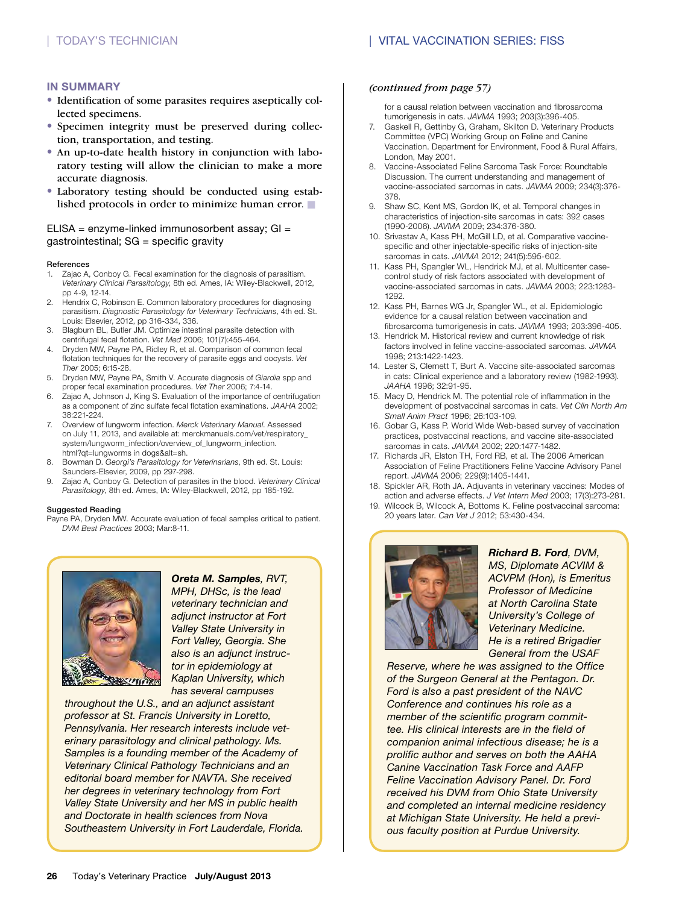## IN SUMMARY

- Identification of some parasites requires aseptically collected specimens.
- Specimen integrity must be preserved during collection, transportation, and testing.
- An up-to-date health history in conjunction with laboratory testing will allow the clinician to make a more accurate diagnosis.
- Laboratory testing should be conducted using established protocols in order to minimize human error.

ELISA = enzyme-linked immunosorbent assay; GI = gastrointestinal; SG = specific gravity

### References

1. Zajac A, Conboy G. Fecal examination for the diagnosis of parasitism. *Veterinary Clinical Parasitology*, 8th ed. Ames, IA: Wiley-Blackwell, 2012, pp 4-9, 12-14.
2. Hendrix C, Robinson E. Common laboratory procedures for diagnosing parasitism. *Diagnostic Parasitology for Veterinary Technicians*, 4th ed. St. Louis: Elsevier, 2012, pp 316-334, 336.
3. Blagburn BL, Butler JM. Optimize intestinal parasite detection with centrifugal fecal flotation. *Vet Med* 2006; 101(7):455-464.
4. Dryden MW, Payne PA, Ridley R, et al. Comparison of common fecal flotation techniques for the recovery of parasite eggs and oocysts. *Vet Ther* 2005; 6:15-28.
5. Dryden MW, Payne PA, Smith V. Accurate diagnosis of *Giardia* spp and proper fecal examination procedures. *Vet Ther* 2006; 7:4-14.
6. Zajac A, Johnson J, King S. Evaluation of the importance of centrifugation as a component of zinc sulfate fecal flotation examinations. *JAAHA* 2002; 38:221-224.
7. Overview of lungworm infection. *Merck Veterinary Manual*. Assessed on July 11, 2013, and available at: merckmanuals.com/vet/respiratory_system/lungworm_infection/overview_of_lungworm_infection.html?qt=lungworms in dogs&alt=sh.
8. Bowman D. *Georgi's Parasitology for Veterinarians*, 9th ed. St. Louis: Saunders-Elsevier, 2009, pp 297-298.
9. Zajac A, Conboy G. Detection of parasites in the blood. *Veterinary Clinical Parasitology*, 8th ed. Ames, IA: Wiley-Blackwell, 2012, pp 185-192.

### Suggested Reading

Payne PA, Dryden MW. Accurate evaluation of fecal samples critical to patient. *DVM Best Practices* 2003; Mar:8-11.

***Oreta M. Samples**, RVT, MPH, DHSc, is the lead veterinary technician and adjunct instructor at Fort Valley State University in Fort Valley, Georgia. She also is an adjunct instructor in epidemiology at Kaplan University, which has several campuses throughout the U.S., and an adjunct assistant professor at St. Francis University in Loretto, Pennsylvania. Her research interests include veterinary parasitology and clinical pathology. Ms. Samples is a founding member of the Academy of Veterinary Clinical Pathology Technicians and an editorial board member for NAVTA. She received her degrees in veterinary technology from Fort Valley State University and her MS in public health and Doctorate in health sciences from Nova Southeastern University in Fort Lauderdale, Florida.*

*(continued from page 57)*

for a causal relation between vaccination and fibrosarcoma tumorigenesis in cats. *JAVMA* 1993; 203(3):396-405.

7. Gaskell R, Gettinby G, Graham, Skilton D. Veterinary Products Committee (VPC) Working Group on Feline and Canine Vaccination. Department for Environment, Food & Rural Affairs, London, May 2001.
8. Vaccine-Associated Feline Sarcoma Task Force: Roundtable Discussion. The current understanding and management of vaccine-associated sarcomas in cats. *JAVMA* 2009; 234(3):376-378.
9. Shaw SC, Kent MS, Gordon IK, et al. Temporal changes in characteristics of injection-site sarcomas in cats: 392 cases (1990-2006). *JAVMA* 2009; 234:376-380.
10. Srivastav A, Kass PH, McGill LD, et al. Comparative vaccine-specific and other injectable-specific risks of injection-site sarcomas in cats. *JAVMA* 2012; 241(5):595-602.
11. Kass PH, Spangler WL, Hendrick MJ, et al. Multicenter case-control study of risk factors associated with development of vaccine-associated sarcomas in cats. *JAVMA* 2003; 223:1283-1292.
12. Kass PH, Barnes WG Jr, Spangler WL, et al. Epidemiologic evidence for a causal relation between vaccination and fibrosarcoma tumorigenesis in cats. *JAVMA* 1993; 203:396-405.
13. Hendrick M. Historical review and current knowledge of risk factors involved in feline vaccine-associated sarcomas. *JAVMA* 1998; 213:1422-1423.
14. Lester S, Clemett T, Burt A. Vaccine site-associated sarcomas in cats: Clinical experience and a laboratory review (1982-1993). *JAAHA* 1996; 32:91-95.
15. Macy D, Hendrick M. The potential role of inflammation in the development of postvaccinal sarcomas in cats. *Vet Clin North Am Small Anim Pract* 1996; 26:103-109.
16. Gobar G, Kass P. World Wide Web-based survey of vaccination practices, postvaccinal reactions, and vaccine site-associated sarcomas in cats. *JAVMA* 2002; 220:1477-1482.
17. Richards JR, Elston TH, Ford RB, et al. The 2006 American Association of Feline Practitioners Feline Vaccine Advisory Panel report. *JAVMA* 2006; 229(9):1405-1441.
18. Spickler AR, Roth JA. Adjuvants in veterinary vaccines: Modes of action and adverse effects. *J Vet Intern Med* 2003; 17(3):273-281.
19. Wilcock B, Wilcock A, Bottoms K. Feline postvaccinal sarcoma: 20 years later. *Can Vet J* 2012; 53:430-434.

***Richard B. Ford**, DVM, MS, Diplomate ACVIM & ACVPM (Hon), is Emeritus Professor of Medicine at North Carolina State University's College of Veterinary Medicine. He is a retired Brigadier General from the USAF Reserve, where he was assigned to the Office of the Surgeon General at the Pentagon. Dr. Ford is also a past president of the NAVC Conference and continues his role as a member of the scientific program committee. His clinical interests are in the field of companion animal infectious disease; he is a prolific author and serves on both the AAHA Canine Vaccination Task Force and AAFP Feline Vaccination Advisory Panel. Dr. Ford received his DVM from Ohio State University and completed an internal medicine residency at Michigan State University. He held a previous faculty position at Purdue University.*